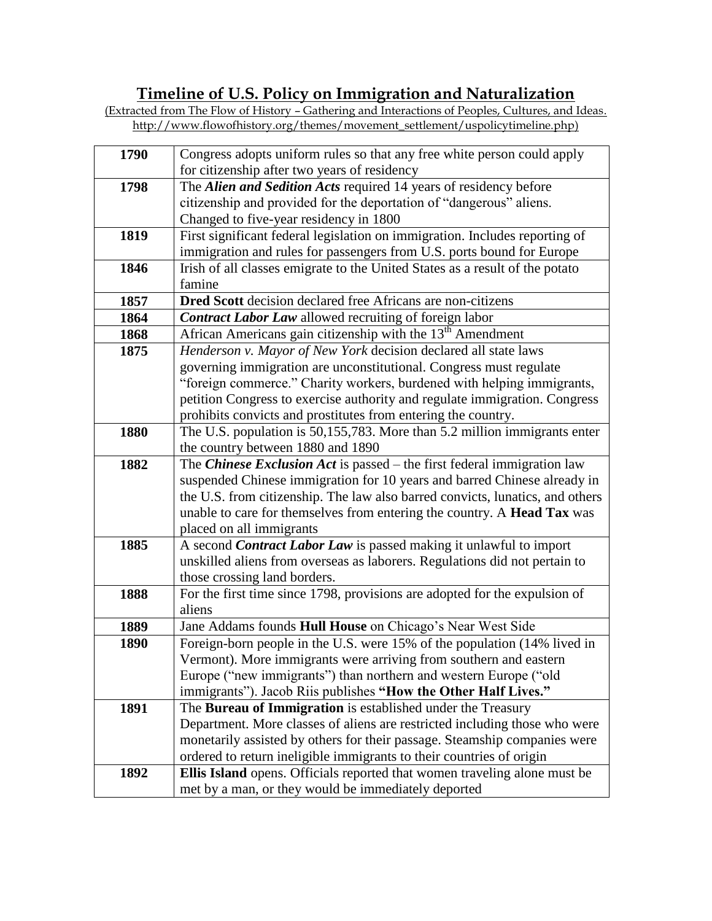# Timeline of U.S. Policy on Immigration and Naturalization

(Extracted from The Flow of History – Gathering and Interactions of Peoples, Cultures, and Ideas. http://www.flowofhistory.org/themes/movement_settlement/uspolicytimeline.php)

| | |
|---|---|
| **1790** | Congress adopts uniform rules so that any free white person could apply for citizenship after two years of residency |
| **1798** | The ***Alien and Sedition Acts*** required 14 years of residency before citizenship and provided for the deportation of "dangerous" aliens. Changed to five-year residency in 1800 |
| **1819** | First significant federal legislation on immigration. Includes reporting of immigration and rules for passengers from U.S. ports bound for Europe |
| **1846** | Irish of all classes emigrate to the United States as a result of the potato famine |
| **1857** | **Dred Scott** decision declared free Africans are non-citizens |
| **1864** | ***Contract Labor Law*** allowed recruiting of foreign labor |
| **1868** | African Americans gain citizenship with the 13th Amendment |
| **1875** | *Henderson v. Mayor of New York* decision declared all state laws governing immigration are unconstitutional. Congress must regulate "foreign commerce." Charity workers, burdened with helping immigrants, petition Congress to exercise authority and regulate immigration. Congress prohibits convicts and prostitutes from entering the country. |
| **1880** | The U.S. population is 50,155,783. More than 5.2 million immigrants enter the country between 1880 and 1890 |
| **1882** | The ***Chinese Exclusion Act*** is passed – the first federal immigration law suspended Chinese immigration for 10 years and barred Chinese already in the U.S. from citizenship. The law also barred convicts, lunatics, and others unable to care for themselves from entering the country. A **Head Tax** was placed on all immigrants |
| **1885** | A second ***Contract Labor Law*** is passed making it unlawful to import unskilled aliens from overseas as laborers. Regulations did not pertain to those crossing land borders. |
| **1888** | For the first time since 1798, provisions are adopted for the expulsion of aliens |
| **1889** | Jane Addams founds **Hull House** on Chicago's Near West Side |
| **1890** | Foreign-born people in the U.S. were 15% of the population (14% lived in Vermont). More immigrants were arriving from southern and eastern Europe ("new immigrants") than northern and western Europe ("old immigrants"). Jacob Riis publishes **"How the Other Half Lives."** |
| **1891** | The **Bureau of Immigration** is established under the Treasury Department. More classes of aliens are restricted including those who were monetarily assisted by others for their passage. Steamship companies were ordered to return ineligible immigrants to their countries of origin |
| **1892** | **Ellis Island** opens. Officials reported that women traveling alone must be met by a man, or they would be immediately deported |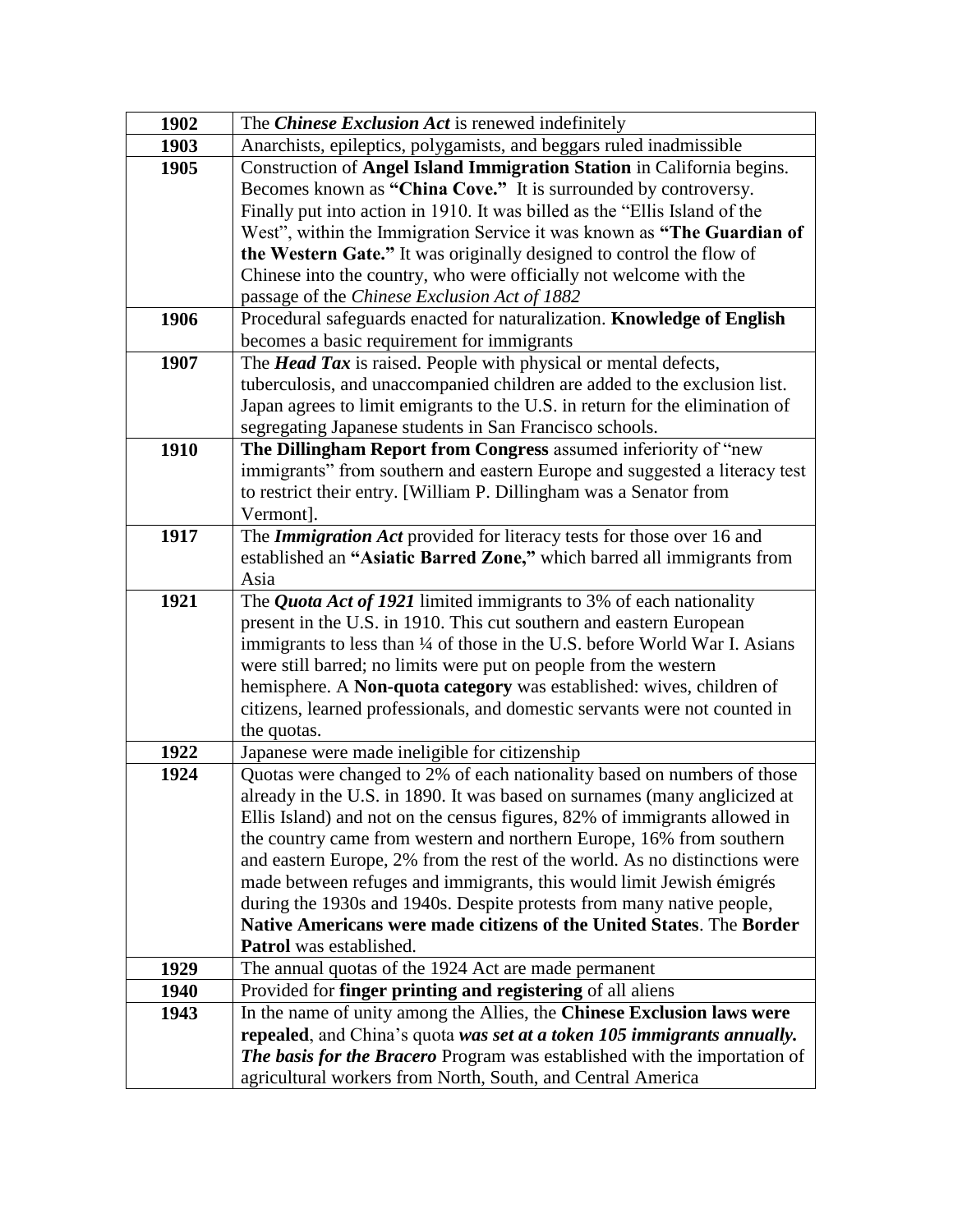| | |
|---|---|
| **1902** | The ***Chinese Exclusion Act*** is renewed indefinitely |
| **1903** | Anarchists, epileptics, polygamists, and beggars ruled inadmissible |
| **1905** | Construction of **Angel Island Immigration Station** in California begins. Becomes known as **"China Cove."** It is surrounded by controversy. Finally put into action in 1910. It was billed as the "Ellis Island of the West", within the Immigration Service it was known as **"The Guardian of the Western Gate."** It was originally designed to control the flow of Chinese into the country, who were officially not welcome with the passage of the *Chinese Exclusion Act of 1882* |
| **1906** | Procedural safeguards enacted for naturalization. **Knowledge of English** becomes a basic requirement for immigrants |
| **1907** | The ***Head Tax*** is raised. People with physical or mental defects, tuberculosis, and unaccompanied children are added to the exclusion list. Japan agrees to limit emigrants to the U.S. in return for the elimination of segregating Japanese students in San Francisco schools. |
| **1910** | **The Dillingham Report from Congress** assumed inferiority of "new immigrants" from southern and eastern Europe and suggested a literacy test to restrict their entry. [William P. Dillingham was a Senator from Vermont]. |
| **1917** | The ***Immigration Act*** provided for literacy tests for those over 16 and established an **"Asiatic Barred Zone,"** which barred all immigrants from Asia |
| **1921** | The ***Quota Act of 1921*** limited immigrants to 3% of each nationality present in the U.S. in 1910. This cut southern and eastern European immigrants to less than ¼ of those in the U.S. before World War I. Asians were still barred; no limits were put on people from the western hemisphere. A **Non-quota category** was established: wives, children of citizens, learned professionals, and domestic servants were not counted in the quotas. |
| **1922** | Japanese were made ineligible for citizenship |
| **1924** | Quotas were changed to 2% of each nationality based on numbers of those already in the U.S. in 1890. It was based on surnames (many anglicized at Ellis Island) and not on the census figures, 82% of immigrants allowed in the country came from western and northern Europe, 16% from southern and eastern Europe, 2% from the rest of the world. As no distinctions were made between refuges and immigrants, this would limit Jewish émigrés during the 1930s and 1940s. Despite protests from many native people, **Native Americans were made citizens of the United States**. The **Border Patrol** was established. |
| **1929** | The annual quotas of the 1924 Act are made permanent |
| **1940** | Provided for **finger printing and registering** of all aliens |
| **1943** | In the name of unity among the Allies, the **Chinese Exclusion laws were repealed**, and China's quota ***was set at a token 105 immigrants annually. The basis for the Bracero*** Program was established with the importation of agricultural workers from North, South, and Central America |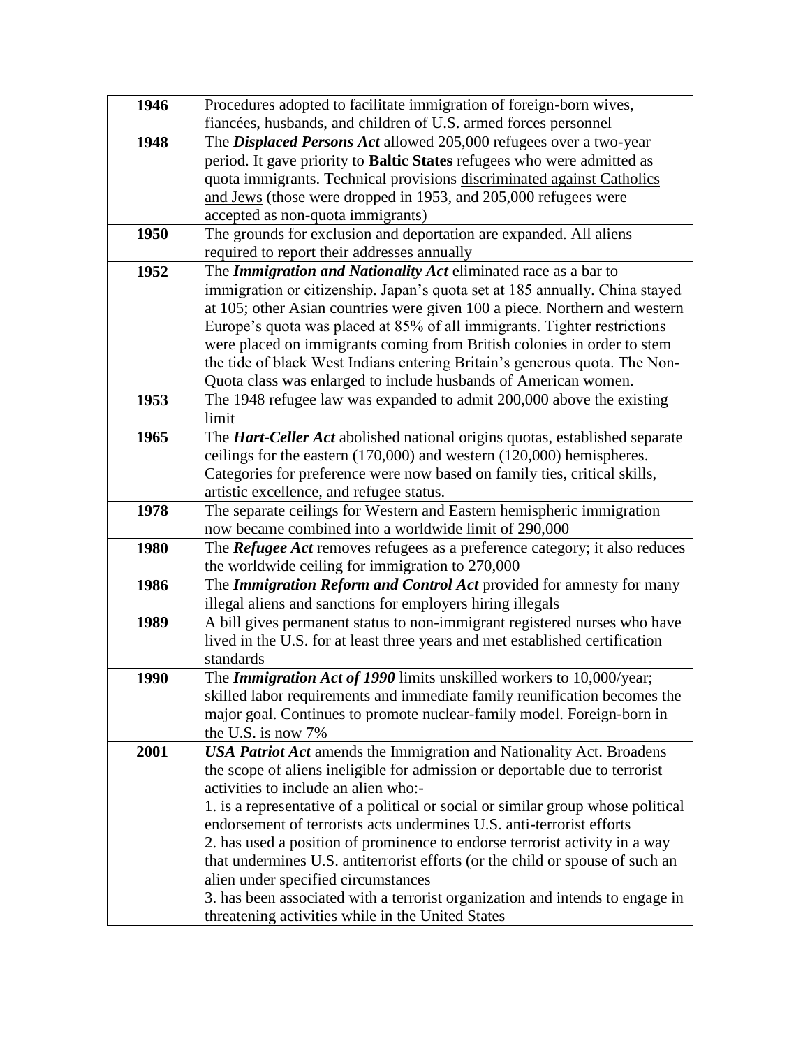| | |
|---|---|
| **1946** | Procedures adopted to facilitate immigration of foreign-born wives, fiancées, husbands, and children of U.S. armed forces personnel |
| **1948** | The ***Displaced Persons Act*** allowed 205,000 refugees over a two-year period. It gave priority to **Baltic States** refugees who were admitted as quota immigrants. Technical provisions <u>discriminated against Catholics and Jews</u> (those were dropped in 1953, and 205,000 refugees were accepted as non-quota immigrants) |
| **1950** | The grounds for exclusion and deportation are expanded. All aliens required to report their addresses annually |
| **1952** | The ***Immigration and Nationality Act*** eliminated race as a bar to immigration or citizenship. Japan's quota set at 185 annually. China stayed at 105; other Asian countries were given 100 a piece. Northern and western Europe's quota was placed at 85% of all immigrants. Tighter restrictions were placed on immigrants coming from British colonies in order to stem the tide of black West Indians entering Britain's generous quota. The Non-Quota class was enlarged to include husbands of American women. |
| **1953** | The 1948 refugee law was expanded to admit 200,000 above the existing limit |
| **1965** | The ***Hart-Celler Act*** abolished national origins quotas, established separate ceilings for the eastern (170,000) and western (120,000) hemispheres. Categories for preference were now based on family ties, critical skills, artistic excellence, and refugee status. |
| **1978** | The separate ceilings for Western and Eastern hemispheric immigration now became combined into a worldwide limit of 290,000 |
| **1980** | The ***Refugee Act*** removes refugees as a preference category; it also reduces the worldwide ceiling for immigration to 270,000 |
| **1986** | The ***Immigration Reform and Control Act*** provided for amnesty for many illegal aliens and sanctions for employers hiring illegals |
| **1989** | A bill gives permanent status to non-immigrant registered nurses who have lived in the U.S. for at least three years and met established certification standards |
| **1990** | The ***Immigration Act of 1990*** limits unskilled workers to 10,000/year; skilled labor requirements and immediate family reunification becomes the major goal. Continues to promote nuclear-family model. Foreign-born in the U.S. is now 7% |
| **2001** | ***USA Patriot Act*** amends the Immigration and Nationality Act. Broadens the scope of aliens ineligible for admission or deportable due to terrorist activities to include an alien who:- <br>1. is a representative of a political or social or similar group whose political endorsement of terrorists acts undermines U.S. anti-terrorist efforts <br>2. has used a position of prominence to endorse terrorist activity in a way that undermines U.S. antiterrorist efforts (or the child or spouse of such an alien under specified circumstances <br>3. has been associated with a terrorist organization and intends to engage in threatening activities while in the United States |